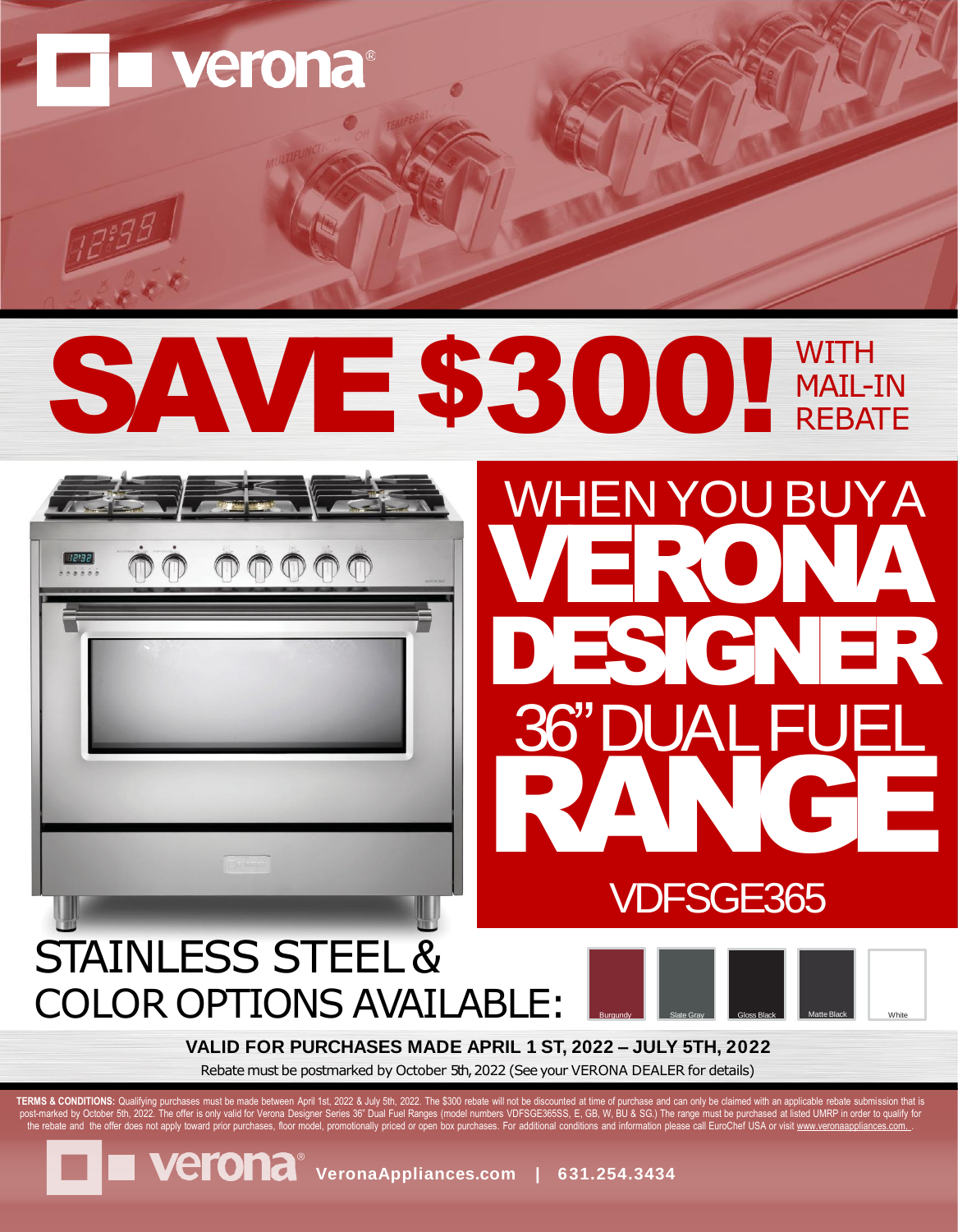# verona®

# SAVE $300! WITH MAIL-IN REBATE

## WHEN YOU BUY A VERONA DESIGNER 36" DUAL FUEL RANGE

### VDFSGE365

## STAINLESS STEEL & COLOR OPTIONS AVAILABLE:

Burgundy | Slate Gray | Gloss Black | Matte Black | White

**VALID FOR PURCHASES MADE APRIL 1 ST, 2022 – JULY 5TH, 2022**

Rebate must be postmarked by October 5th, 2022 (See your VERONA DEALER for details)

**TERMS & CONDITIONS:** Qualifying purchases must be made between April 1st, 2022 & July 5th, 2022. The $300 rebate will not be discounted at time of purchase and can only be claimed with an applicable rebate submission that is post-marked by October 5th, 2022. The offer is only valid for Verona Designer Series 36" Dual Fuel Ranges (model numbers VDFSGE365SS, E, GB, W, BU & SG.) The range must be purchased at listed UMRP in order to qualify for the rebate and the offer does not apply toward prior purchases, floor model, promotionally priced or open box purchases. For additional conditions and information please call EuroChef USA or visit www.veronaappliances.com .

verona® **VeronaAppliances.com | 631.254.3434**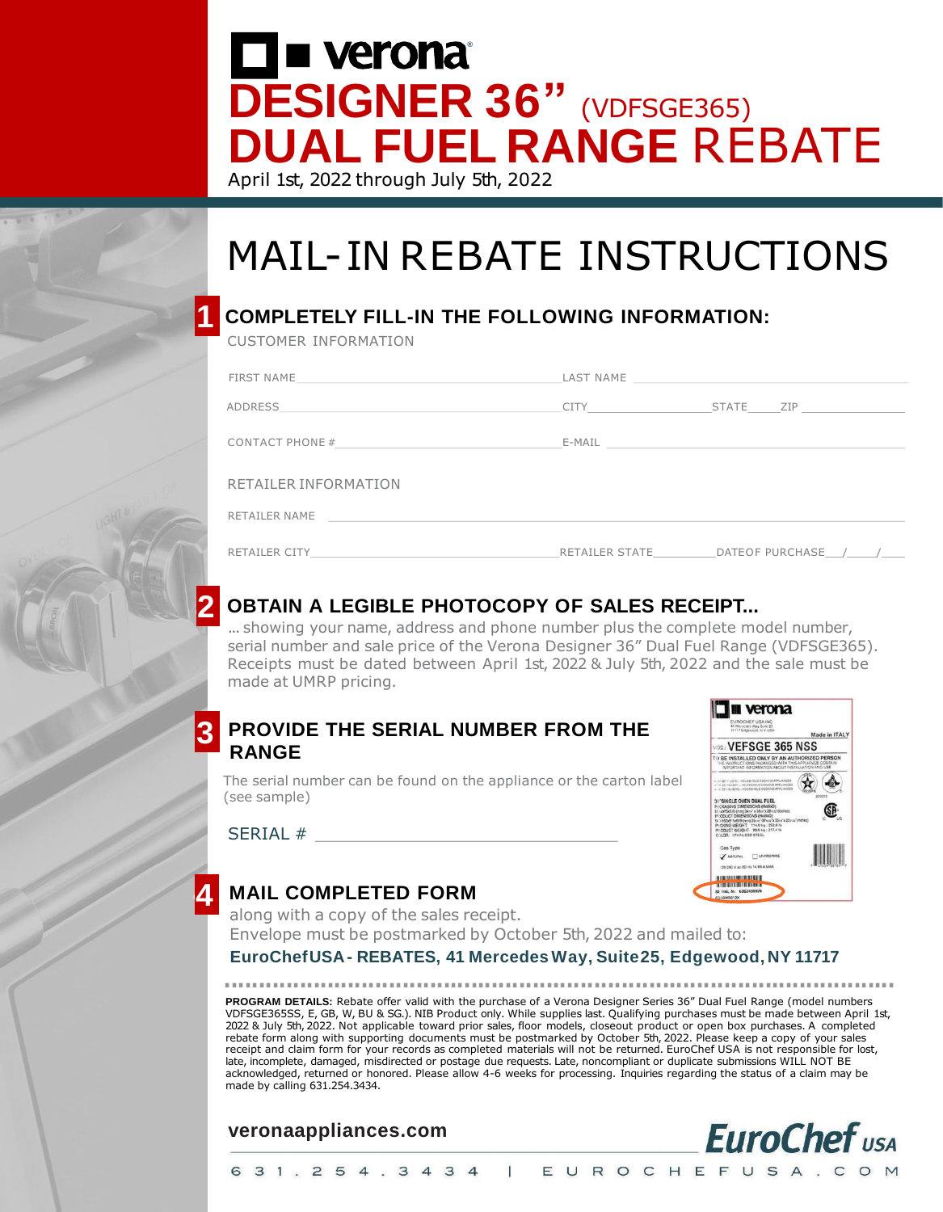# verona

# DESIGNER 36" (VDFSGE365) DUAL FUEL RANGE REBATE

April 1st, 2022 through July 5th, 2022

# MAIL-IN REBATE INSTRUCTIONS

## 1 COMPLETELY FILL-IN THE FOLLOWING INFORMATION:

CUSTOMER INFORMATION

FIRST NAME ______________________ LAST NAME ______________________

ADDRESS ______________________ CITY ____________ STATE ____ ZIP ____________

CONTACT PHONE # ______________________ E-MAIL ______________________

RETAILER INFORMATION

RETAILER NAME ______________________

RETAILER CITY ______________________ RETAILER STATE ________ DATE OF PURCHASE ___/___/___

## 2 OBTAIN A LEGIBLE PHOTOCOPY OF SALES RECEIPT...

... showing your name, address and phone number plus the complete model number, serial number and sale price of the Verona Designer 36" Dual Fuel Range (VDFSGE365). Receipts must be dated between April 1st, 2022 & July 5th, 2022 and the sale must be made at UMRP pricing.

## 3 PROVIDE THE SERIAL NUMBER FROM THE RANGE

The serial number can be found on the appliance or the carton label (see sample)

SERIAL # ______________________

## 4 MAIL COMPLETED FORM

along with a copy of the sales receipt.
Envelope must be postmarked by October 5th, 2022 and mailed to:

**EuroChefUSA - REBATES, 41 Mercedes Way, Suite 25, Edgewood, NY 11717**

**PROGRAM DETAILS:** Rebate offer valid with the purchase of a Verona Designer Series 36" Dual Fuel Range (model numbers VDFSGE365SS, E, GB, W, BU & SG.). NIB Product only. While supplies last. Qualifying purchases must be made between April 1st, 2022 & July 5th, 2022. Not applicable toward prior sales, floor models, closeout product or open box purchases. A completed rebate form along with supporting documents must be postmarked by October 5th, 2022. Please keep a copy of your sales receipt and claim form for your records as completed materials will not be returned. EuroChef USA is not responsible for lost, late, incomplete, damaged, misdirected or postage due requests. Late, noncompliant or duplicate submissions WILL NOT BE acknowledged, returned or honored. Please allow 4-6 weeks for processing. Inquiries regarding the status of a claim may be made by calling 631.254.3434.

**veronaappliances.com**

EuroChef USA

631.254.3434 | EUROCHEFUSA.COM